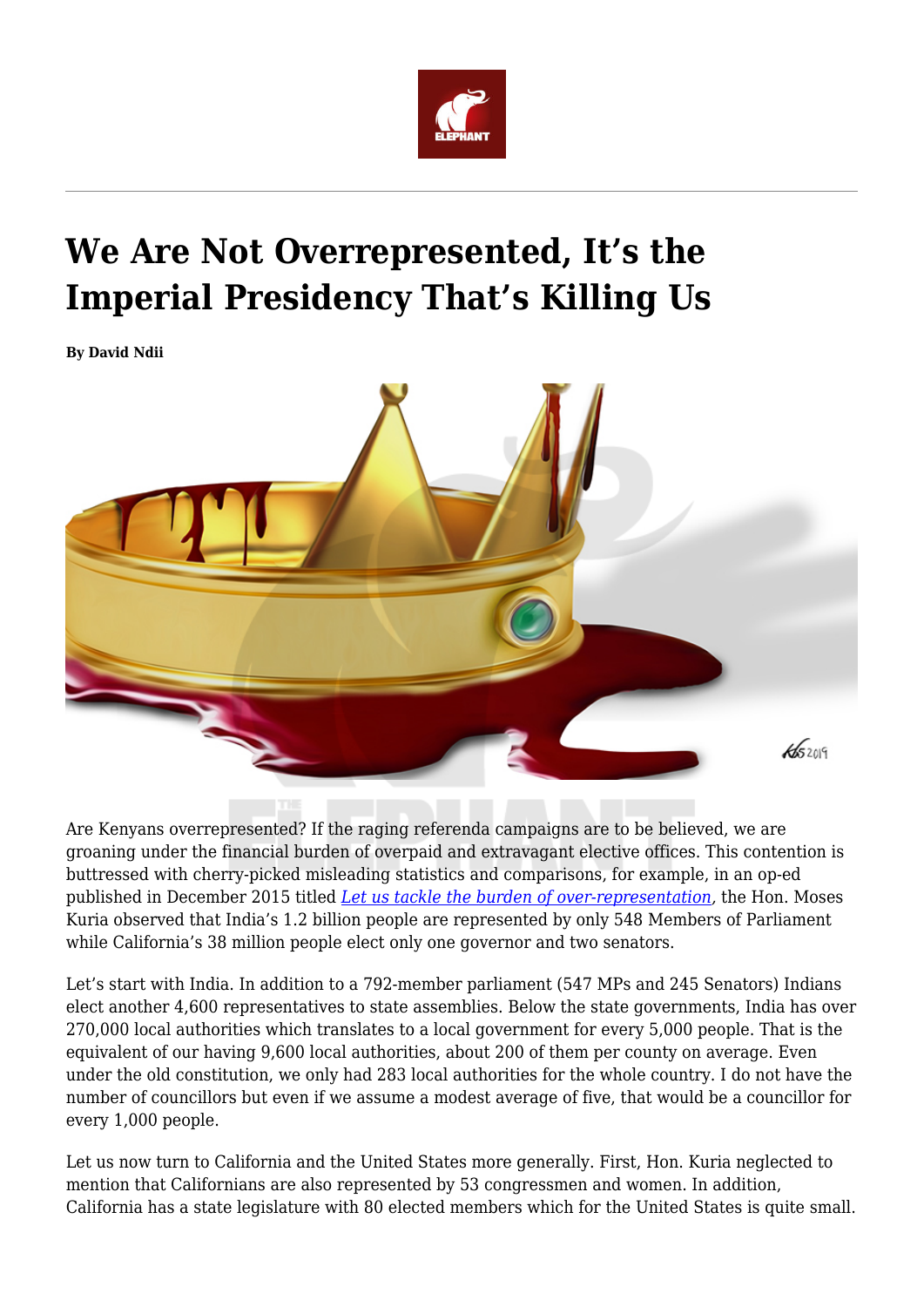# We Are Not Overrepresented, It's the Imperial Presidency That's Killing Us

**By David Ndii**

Are Kenyans overrepresented? If the raging referenda campaigns are to be believed, we are groaning under the financial burden of overpaid and extravagant elective offices. This contention is buttressed with cherry-picked misleading statistics and comparisons, for example, in an op-ed published in December 2015 titled *Let us tackle the burden of over-representation*, the Hon. Moses Kuria observed that India's 1.2 billion people are represented by only 548 Members of Parliament while California's 38 million people elect only one governor and two senators.

Let's start with India. In addition to a 792-member parliament (547 MPs and 245 Senators) Indians elect another 4,600 representatives to state assemblies. Below the state governments, India has over 270,000 local authorities which translates to a local government for every 5,000 people. That is the equivalent of our having 9,600 local authorities, about 200 of them per county on average. Even under the old constitution, we only had 283 local authorities for the whole country. I do not have the number of councillors but even if we assume a modest average of five, that would be a councillor for every 1,000 people.

Let us now turn to California and the United States more generally. First, Hon. Kuria neglected to mention that Californians are also represented by 53 congressmen and women. In addition, California has a state legislature with 80 elected members which for the United States is quite small.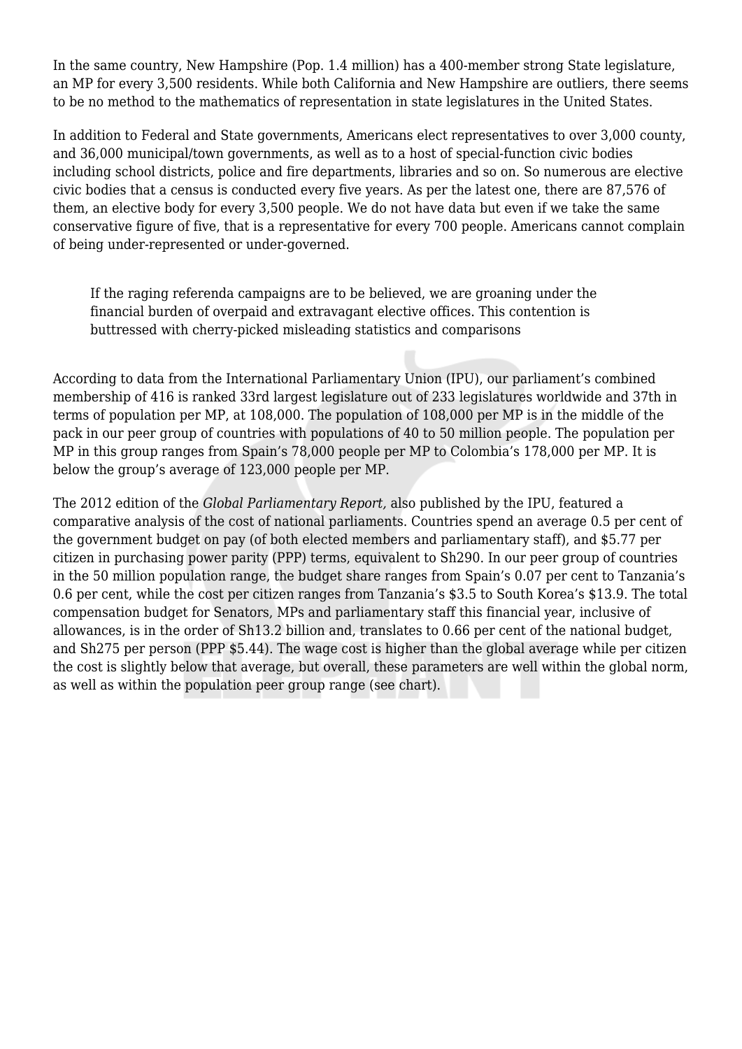In the same country, New Hampshire (Pop. 1.4 million) has a 400-member strong State legislature, an MP for every 3,500 residents. While both California and New Hampshire are outliers, there seems to be no method to the mathematics of representation in state legislatures in the United States.

In addition to Federal and State governments, Americans elect representatives to over 3,000 county, and 36,000 municipal/town governments, as well as to a host of special-function civic bodies including school districts, police and fire departments, libraries and so on. So numerous are elective civic bodies that a census is conducted every five years. As per the latest one, there are 87,576 of them, an elective body for every 3,500 people. We do not have data but even if we take the same conservative figure of five, that is a representative for every 700 people. Americans cannot complain of being under-represented or under-governed.

> If the raging referenda campaigns are to be believed, we are groaning under the financial burden of overpaid and extravagant elective offices. This contention is buttressed with cherry-picked misleading statistics and comparisons

According to data from the International Parliamentary Union (IPU), our parliament's combined membership of 416 is ranked 33rd largest legislature out of 233 legislatures worldwide and 37th in terms of population per MP, at 108,000. The population of 108,000 per MP is in the middle of the pack in our peer group of countries with populations of 40 to 50 million people. The population per MP in this group ranges from Spain's 78,000 people per MP to Colombia's 178,000 per MP. It is below the group's average of 123,000 people per MP.

The 2012 edition of the *Global Parliamentary Report,* also published by the IPU, featured a comparative analysis of the cost of national parliaments. Countries spend an average 0.5 per cent of the government budget on pay (of both elected members and parliamentary staff), and $5.77 per citizen in purchasing power parity (PPP) terms, equivalent to Sh290. In our peer group of countries in the 50 million population range, the budget share ranges from Spain's 0.07 per cent to Tanzania's 0.6 per cent, while the cost per citizen ranges from Tanzania's $3.5 to South Korea's $13.9. The total compensation budget for Senators, MPs and parliamentary staff this financial year, inclusive of allowances, is in the order of Sh13.2 billion and, translates to 0.66 per cent of the national budget, and Sh275 per person (PPP $5.44). The wage cost is higher than the global average while per citizen the cost is slightly below that average, but overall, these parameters are well within the global norm, as well as within the population peer group range (see chart).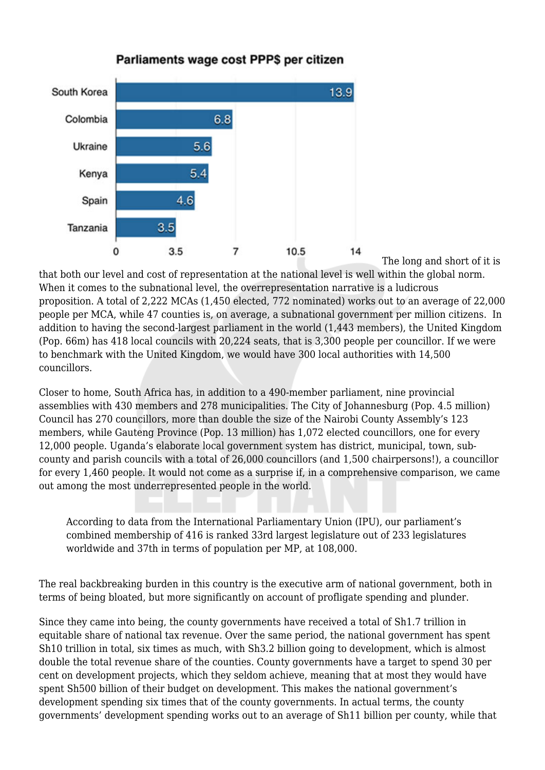Parliaments wage cost PPP$ per citizen

South Korea 13.9
Colombia 6.8
Ukraine 5.6
Kenya 5.4
Spain 4.6
Tanzania 3.5

0 3.5 7 10.5 14

The long and short of it is that both our level and cost of representation at the national level is well within the global norm. When it comes to the subnational level, the overrepresentation narrative is a ludicrous proposition. A total of 2,222 MCAs (1,450 elected, 772 nominated) works out to an average of 22,000 people per MCA, while 47 counties is, on average, a subnational government per million citizens. In addition to having the second-largest parliament in the world (1,443 members), the United Kingdom (Pop. 66m) has 418 local councils with 20,224 seats, that is 3,300 people per councillor. If we were to benchmark with the United Kingdom, we would have 300 local authorities with 14,500 councillors.

Closer to home, South Africa has, in addition to a 490-member parliament, nine provincial assemblies with 430 members and 278 municipalities. The City of Johannesburg (Pop. 4.5 million) Council has 270 councillors, more than double the size of the Nairobi County Assembly's 123 members, while Gauteng Province (Pop. 13 million) has 1,072 elected councillors, one for every 12,000 people. Uganda's elaborate local government system has district, municipal, town, sub-county and parish councils with a total of 26,000 councillors (and 1,500 chairpersons!), a councillor for every 1,460 people. It would not come as a surprise if, in a comprehensive comparison, we came out among the most underrepresented people in the world.

> According to data from the International Parliamentary Union (IPU), our parliament's combined membership of 416 is ranked 33rd largest legislature out of 233 legislatures worldwide and 37th in terms of population per MP, at 108,000.

The real backbreaking burden in this country is the executive arm of national government, both in terms of being bloated, but more significantly on account of profligate spending and plunder.

Since they came into being, the county governments have received a total of Sh1.7 trillion in equitable share of national tax revenue. Over the same period, the national government has spent Sh10 trillion in total, six times as much, with Sh3.2 billion going to development, which is almost double the total revenue share of the counties. County governments have a target to spend 30 per cent on development projects, which they seldom achieve, meaning that at most they would have spent Sh500 billion of their budget on development. This makes the national government's development spending six times that of the county governments. In actual terms, the county governments' development spending works out to an average of Sh11 billion per county, while that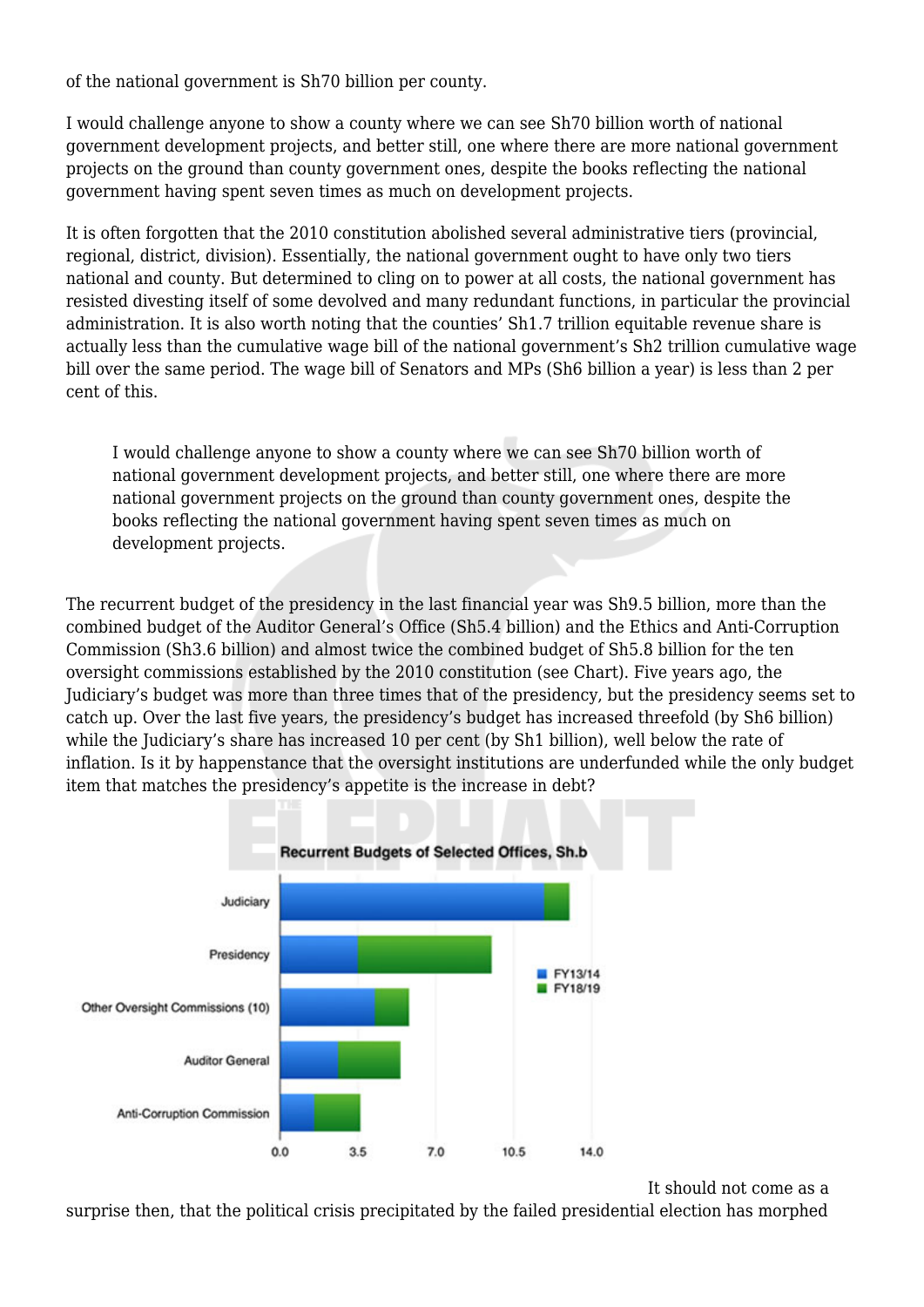of the national government is Sh70 billion per county.

I would challenge anyone to show a county where we can see Sh70 billion worth of national government development projects, and better still, one where there are more national government projects on the ground than county government ones, despite the books reflecting the national government having spent seven times as much on development projects.

It is often forgotten that the 2010 constitution abolished several administrative tiers (provincial, regional, district, division). Essentially, the national government ought to have only two tiers national and county. But determined to cling on to power at all costs, the national government has resisted divesting itself of some devolved and many redundant functions, in particular the provincial administration. It is also worth noting that the counties' Sh1.7 trillion equitable revenue share is actually less than the cumulative wage bill of the national government's Sh2 trillion cumulative wage bill over the same period. The wage bill of Senators and MPs (Sh6 billion a year) is less than 2 per cent of this.

> I would challenge anyone to show a county where we can see Sh70 billion worth of national government development projects, and better still, one where there are more national government projects on the ground than county government ones, despite the books reflecting the national government having spent seven times as much on development projects.

The recurrent budget of the presidency in the last financial year was Sh9.5 billion, more than the combined budget of the Auditor General's Office (Sh5.4 billion) and the Ethics and Anti-Corruption Commission (Sh3.6 billion) and almost twice the combined budget of Sh5.8 billion for the ten oversight commissions established by the 2010 constitution (see Chart). Five years ago, the Judiciary's budget was more than three times that of the presidency, but the presidency seems set to catch up. Over the last five years, the presidency's budget has increased threefold (by Sh6 billion) while the Judiciary's share has increased 10 per cent (by Sh1 billion), well below the rate of inflation. Is it by happenstance that the oversight institutions are underfunded while the only budget item that matches the presidency's appetite is the increase in debt?

Recurrent Budgets of Selected Offices, Sh.b

Judiciary
Presidency
Other Oversight Commissions (10)
Auditor General
Anti-Corruption Commission

FY13/14
FY18/19

0.0 3.5 7.0 10.5 14.0

It should not come as a surprise then, that the political crisis precipitated by the failed presidential election has morphed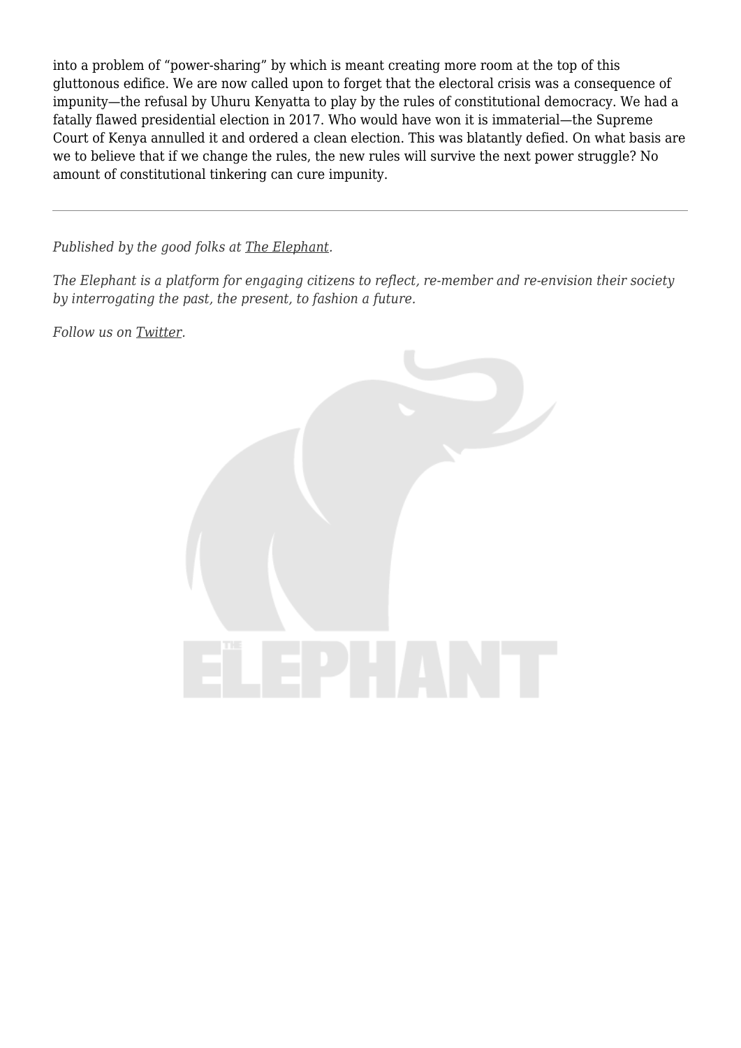into a problem of "power-sharing" by which is meant creating more room at the top of this gluttonous edifice. We are now called upon to forget that the electoral crisis was a consequence of impunity—the refusal by Uhuru Kenyatta to play by the rules of constitutional democracy. We had a fatally flawed presidential election in 2017. Who would have won it is immaterial—the Supreme Court of Kenya annulled it and ordered a clean election. This was blatantly defied. On what basis are we to believe that if we change the rules, the new rules will survive the next power struggle? No amount of constitutional tinkering can cure impunity.

---

*Published by the good folks at The Elephant.*

*The Elephant is a platform for engaging citizens to reflect, re-member and re-envision their society by interrogating the past, the present, to fashion a future.*

*Follow us on Twitter.*